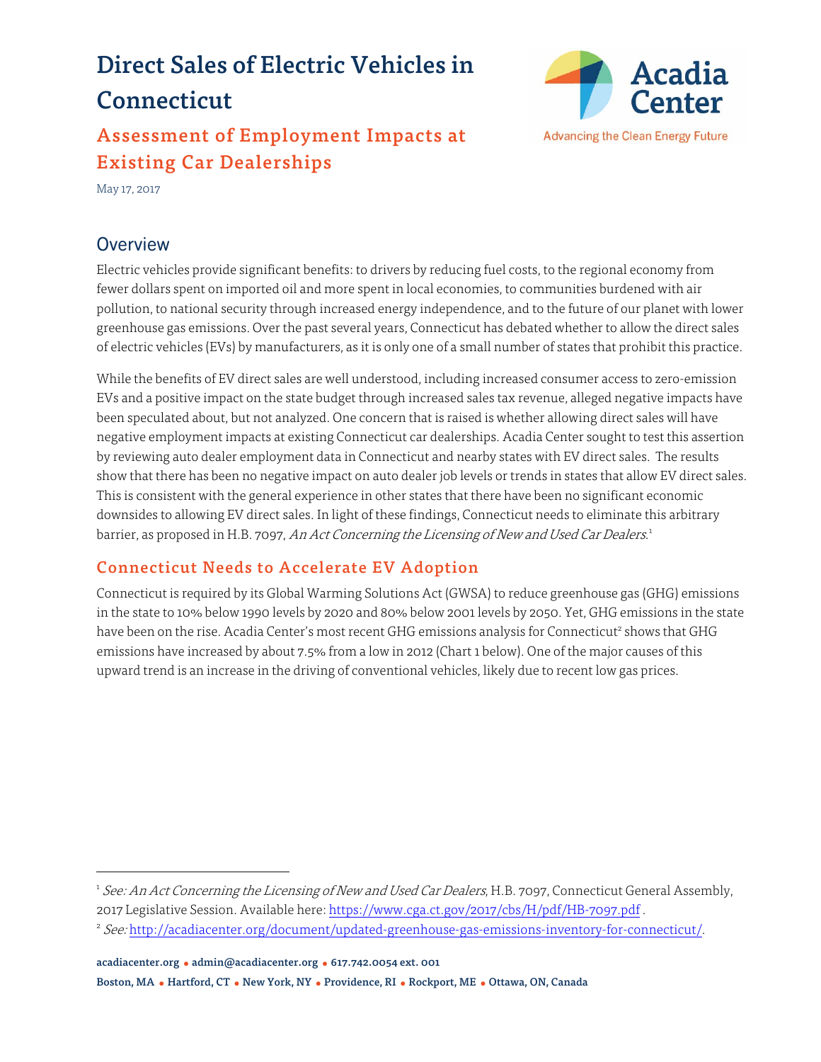# Direct Sales of Electric Vehicles in Connecticut

## Assessment of Employment Impacts at Existing Car Dealerships

May 17, 2017

## Overview

Electric vehicles provide significant benefits: to drivers by reducing fuel costs, to the regional economy from fewer dollars spent on imported oil and more spent in local economies, to communities burdened with air pollution, to national security through increased energy independence, and to the future of our planet with lower greenhouse gas emissions. Over the past several years, Connecticut has debated whether to allow the direct sales of electric vehicles (EVs) by manufacturers, as it is only one of a small number of states that prohibit this practice.

While the benefits of EV direct sales are well understood, including increased consumer access to zero-emission EVs and a positive impact on the state budget through increased sales tax revenue, alleged negative impacts have been speculated about, but not analyzed. One concern that is raised is whether allowing direct sales will have negative employment impacts at existing Connecticut car dealerships. Acadia Center sought to test this assertion by reviewing auto dealer employment data in Connecticut and nearby states with EV direct sales. The results show that there has been no negative impact on auto dealer job levels or trends in states that allow EV direct sales. This is consistent with the general experience in other states that there have been no significant economic downsides to allowing EV direct sales. In light of these findings, Connecticut needs to eliminate this arbitrary barrier, as proposed in H.B. 7097, *An Act Concerning the Licensing of New and Used Car Dealers*.[1]

## Connecticut Needs to Accelerate EV Adoption

Connecticut is required by its Global Warming Solutions Act (GWSA) to reduce greenhouse gas (GHG) emissions in the state to 10% below 1990 levels by 2020 and 80% below 2001 levels by 2050. Yet, GHG emissions in the state have been on the rise. Acadia Center's most recent GHG emissions analysis for Connecticut[2] shows that GHG emissions have increased by about 7.5% from a low in 2012 (Chart 1 below). One of the major causes of this upward trend is an increase in the driving of conventional vehicles, likely due to recent low gas prices.

---

[1] *See: An Act Concerning the Licensing of New and Used Car Dealers*, H.B. 7097, Connecticut General Assembly, 2017 Legislative Session. Available here: https://www.cga.ct.gov/2017/cbs/H/pdf/HB-7097.pdf .

[2] *See:* http://acadiacenter.org/document/updated-greenhouse-gas-emissions-inventory-for-connecticut/.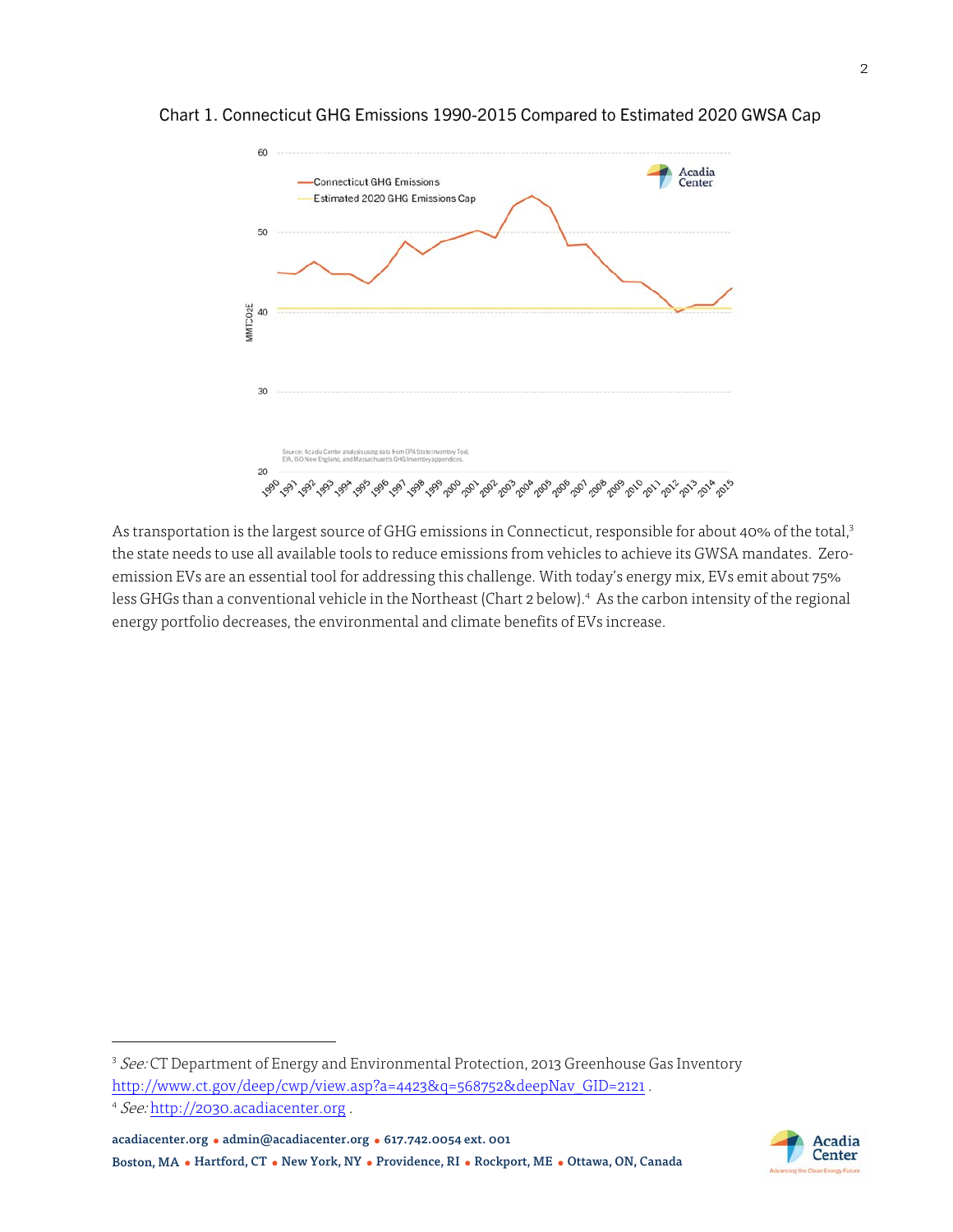Chart 1. Connecticut GHG Emissions 1990-2015 Compared to Estimated 2020 GWSA Cap

As transportation is the largest source of GHG emissions in Connecticut, responsible for about 40% of the total,[3] the state needs to use all available tools to reduce emissions from vehicles to achieve its GWSA mandates. Zero-emission EVs are an essential tool for addressing this challenge. With today's energy mix, EVs emit about 75% less GHGs than a conventional vehicle in the Northeast (Chart 2 below).[4] As the carbon intensity of the regional energy portfolio decreases, the environmental and climate benefits of EVs increase.

---

[3] *See:* CT Department of Energy and Environmental Protection, 2013 Greenhouse Gas Inventory http://www.ct.gov/deep/cwp/view.asp?a=4423&q=568752&deepNav_GID=2121 .

[4] *See:* http://2030.acadiacenter.org .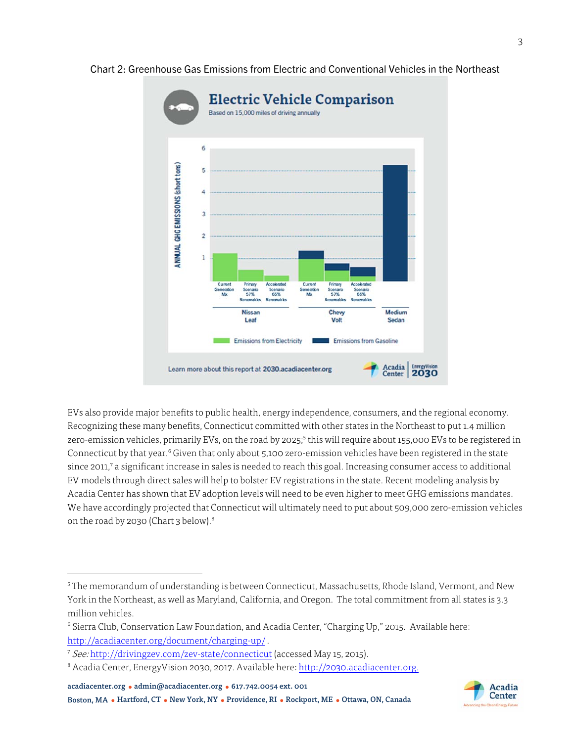Chart 2: Greenhouse Gas Emissions from Electric and Conventional Vehicles in the Northeast

EVs also provide major benefits to public health, energy independence, consumers, and the regional economy. Recognizing these many benefits, Connecticut committed with other states in the Northeast to put 1.4 million zero-emission vehicles, primarily EVs, on the road by 2025;[5] this will require about 155,000 EVs to be registered in Connecticut by that year.[6] Given that only about 5,100 zero-emission vehicles have been registered in the state since 2011,[7] a significant increase in sales is needed to reach this goal. Increasing consumer access to additional EV models through direct sales will help to bolster EV registrations in the state. Recent modeling analysis by Acadia Center has shown that EV adoption levels will need to be even higher to meet GHG emissions mandates. We have accordingly projected that Connecticut will ultimately need to put about 509,000 zero-emission vehicles on the road by 2030 (Chart 3 below).[8]

---

[5] The memorandum of understanding is between Connecticut, Massachusetts, Rhode Island, Vermont, and New York in the Northeast, as well as Maryland, California, and Oregon. The total commitment from all states is 3.3 million vehicles.

[6] Sierra Club, Conservation Law Foundation, and Acadia Center, "Charging Up," 2015. Available here: http://acadiacenter.org/document/charging-up/ .

[7] *See:* http://drivingzev.com/zev-state/connecticut (accessed May 15, 2015).

[8] Acadia Center, EnergyVision 2030, 2017. Available here: http://2030.acadiacenter.org.

acadiacenter.org • admin@acadiacenter.org • 617.742.0054 ext. 001
Boston, MA • Hartford, CT • New York, NY • Providence, RI • Rockport, ME • Ottawa, ON, Canada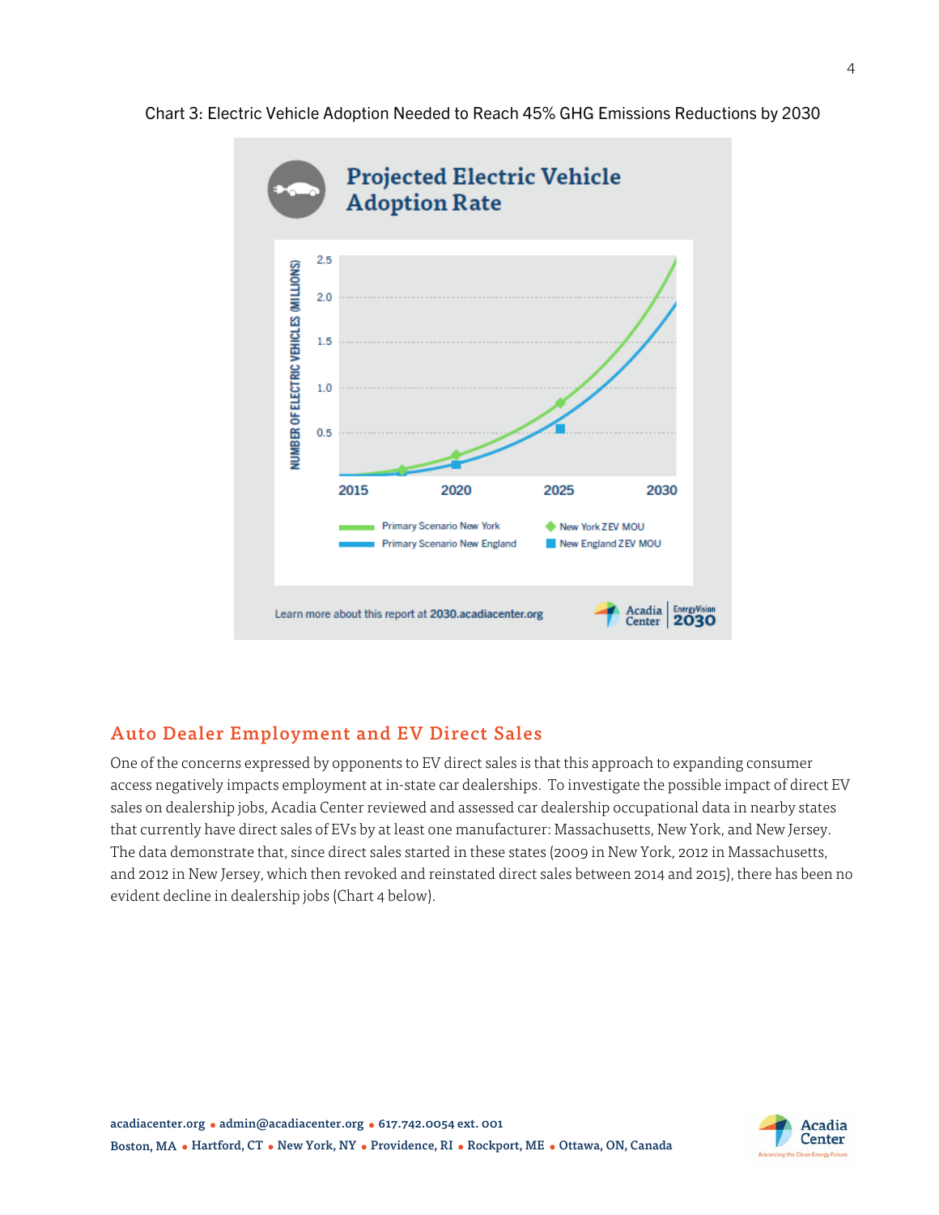Chart 3: Electric Vehicle Adoption Needed to Reach 45% GHG Emissions Reductions by 2030

## Auto Dealer Employment and EV Direct Sales

One of the concerns expressed by opponents to EV direct sales is that this approach to expanding consumer access negatively impacts employment at in-state car dealerships. To investigate the possible impact of direct EV sales on dealership jobs, Acadia Center reviewed and assessed car dealership occupational data in nearby states that currently have direct sales of EVs by at least one manufacturer: Massachusetts, New York, and New Jersey. The data demonstrate that, since direct sales started in these states (2009 in New York, 2012 in Massachusetts, and 2012 in New Jersey, which then revoked and reinstated direct sales between 2014 and 2015), there has been no evident decline in dealership jobs (Chart 4 below).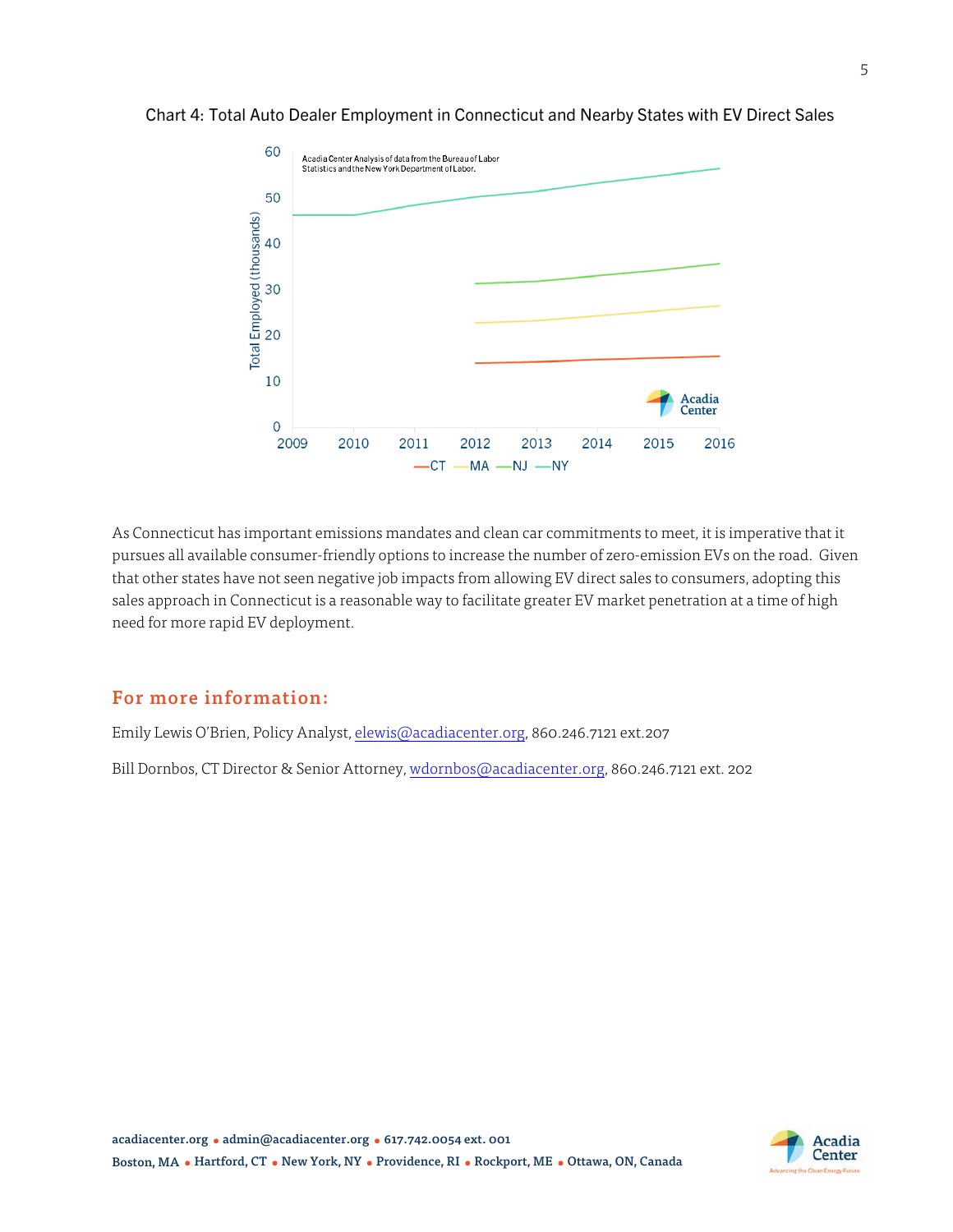Chart 4: Total Auto Dealer Employment in Connecticut and Nearby States with EV Direct Sales

As Connecticut has important emissions mandates and clean car commitments to meet, it is imperative that it pursues all available consumer-friendly options to increase the number of zero-emission EVs on the road. Given that other states have not seen negative job impacts from allowing EV direct sales to consumers, adopting this sales approach in Connecticut is a reasonable way to facilitate greater EV market penetration at a time of high need for more rapid EV deployment.

## For more information:

Emily Lewis O'Brien, Policy Analyst, elewis@acadiacenter.org, 860.246.7121 ext.207

Bill Dornbos, CT Director & Senior Attorney, wdornbos@acadiacenter.org, 860.246.7121 ext. 202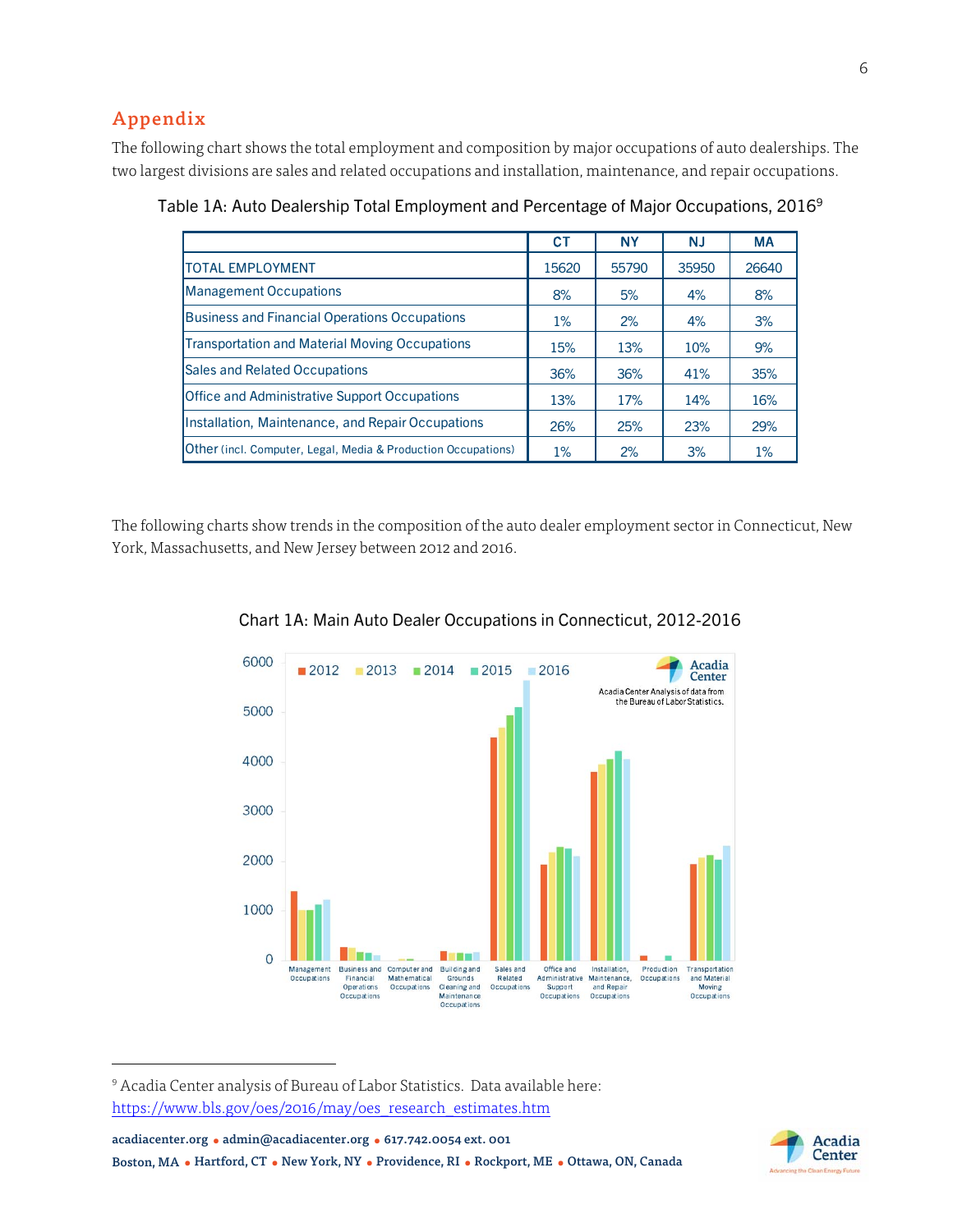## Appendix

The following chart shows the total employment and composition by major occupations of auto dealerships. The two largest divisions are sales and related occupations and installation, maintenance, and repair occupations.

Table 1A: Auto Dealership Total Employment and Percentage of Major Occupations, 2016[9]

| | CT | NY | NJ | MA |
|---|---|---|---|---|
| TOTAL EMPLOYMENT | 15620 | 55790 | 35950 | 26640 |
| Management Occupations | 8% | 5% | 4% | 8% |
| Business and Financial Operations Occupations | 1% | 2% | 4% | 3% |
| Transportation and Material Moving Occupations | 15% | 13% | 10% | 9% |
| Sales and Related Occupations | 36% | 36% | 41% | 35% |
| Office and Administrative Support Occupations | 13% | 17% | 14% | 16% |
| Installation, Maintenance, and Repair Occupations | 26% | 25% | 23% | 29% |
| Other (incl. Computer, Legal, Media & Production Occupations) | 1% | 2% | 3% | 1% |

The following charts show trends in the composition of the auto dealer employment sector in Connecticut, New York, Massachusetts, and New Jersey between 2012 and 2016.

Chart 1A: Main Auto Dealer Occupations in Connecticut, 2012-2016

[9] Acadia Center analysis of Bureau of Labor Statistics. Data available here: https://www.bls.gov/oes/2016/may/oes_research_estimates.htm

acadiacenter.org • admin@acadiacenter.org • 617.742.0054 ext. 001
Boston, MA • Hartford, CT • New York, NY • Providence, RI • Rockport, ME • Ottawa, ON, Canada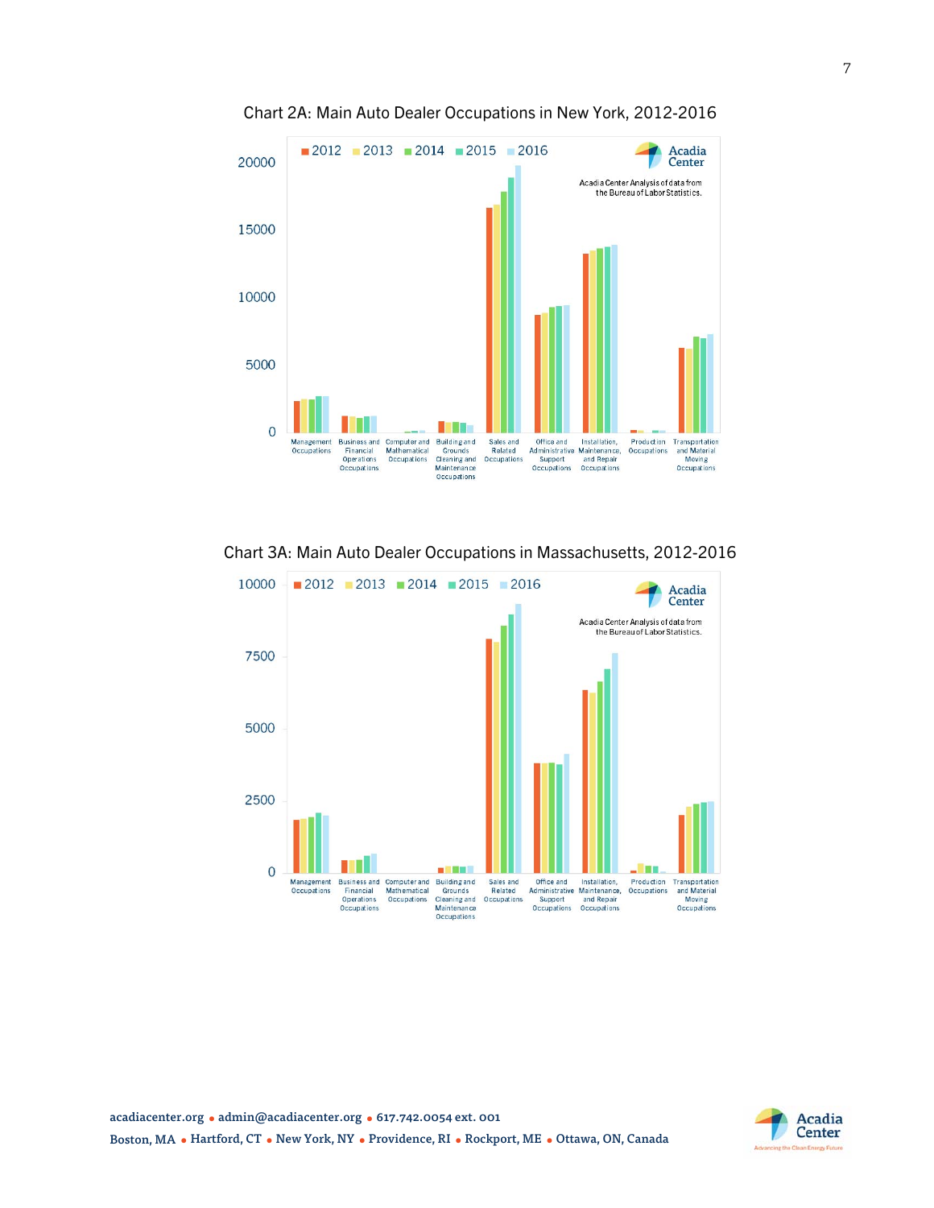Chart 2A: Main Auto Dealer Occupations in New York, 2012-2016

Chart 3A: Main Auto Dealer Occupations in Massachusetts, 2012-2016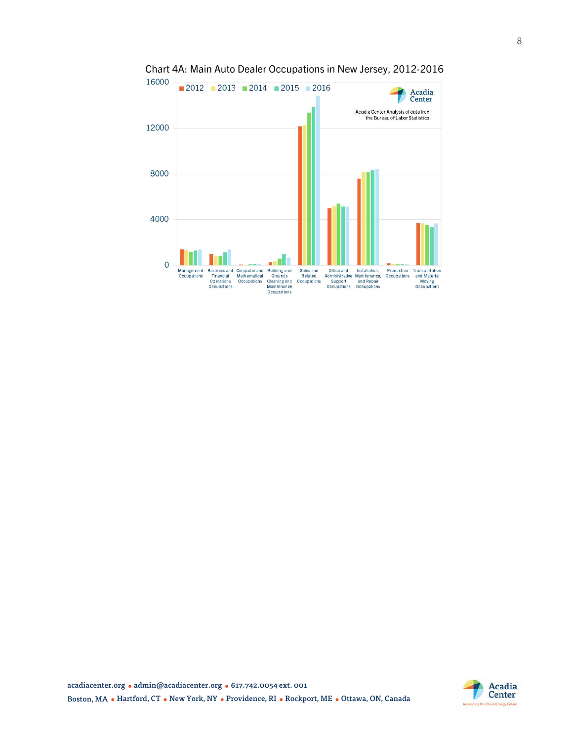Chart 4A: Main Auto Dealer Occupations in New Jersey, 2012-2016

16000
12000
8000
4000
0

2012 2013 2014 2015 2016

Acadia Center

Acadia Center Analysis of data from the Bureau of Labor Statistics.

Management Occupations
Business and Financial Operations Occupations
Computer and Mathematical Occupations
Building and Grounds Cleaning and Maintenance Occupations
Sales and Related Occupations
Office and Administrative Support Occupations
Installation, Maintenance, and Repair Occupations
Production Occupations
Transportation and Material Moving Occupations